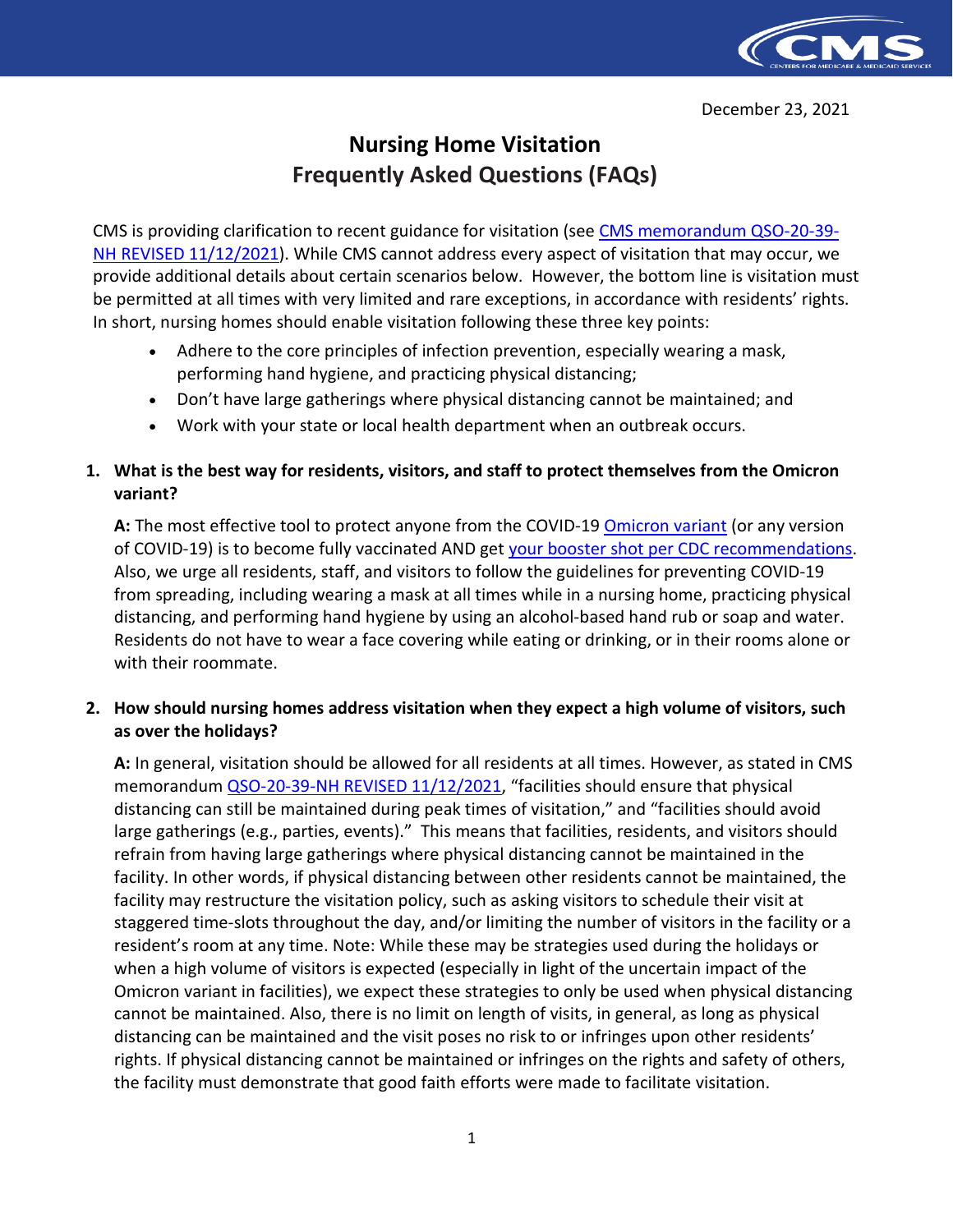December 23, 2021

# Nursing Home Visitation
# Frequently Asked Questions (FAQs)

CMS is providing clarification to recent guidance for visitation (see [CMS memorandum QSO-20-39-NH REVISED 11/12/2021]). While CMS cannot address every aspect of visitation that may occur, we provide additional details about certain scenarios below. However, the bottom line is visitation must be permitted at all times with very limited and rare exceptions, in accordance with residents' rights. In short, nursing homes should enable visitation following these three key points:

- Adhere to the core principles of infection prevention, especially wearing a mask, performing hand hygiene, and practicing physical distancing;
- Don't have large gatherings where physical distancing cannot be maintained; and
- Work with your state or local health department when an outbreak occurs.

**1. What is the best way for residents, visitors, and staff to protect themselves from the Omicron variant?**

**A:** The most effective tool to protect anyone from the COVID-19 [Omicron variant] (or any version of COVID-19) is to become fully vaccinated AND get [your booster shot per CDC recommendations]. Also, we urge all residents, staff, and visitors to follow the guidelines for preventing COVID-19 from spreading, including wearing a mask at all times while in a nursing home, practicing physical distancing, and performing hand hygiene by using an alcohol-based hand rub or soap and water. Residents do not have to wear a face covering while eating or drinking, or in their rooms alone or with their roommate.

**2. How should nursing homes address visitation when they expect a high volume of visitors, such as over the holidays?**

**A:** In general, visitation should be allowed for all residents at all times. However, as stated in CMS memorandum [QSO-20-39-NH REVISED 11/12/2021], "facilities should ensure that physical distancing can still be maintained during peak times of visitation," and "facilities should avoid large gatherings (e.g., parties, events)." This means that facilities, residents, and visitors should refrain from having large gatherings where physical distancing cannot be maintained in the facility. In other words, if physical distancing between other residents cannot be maintained, the facility may restructure the visitation policy, such as asking visitors to schedule their visit at staggered time-slots throughout the day, and/or limiting the number of visitors in the facility or a resident's room at any time. Note: While these may be strategies used during the holidays or when a high volume of visitors is expected (especially in light of the uncertain impact of the Omicron variant in facilities), we expect these strategies to only be used when physical distancing cannot be maintained. Also, there is no limit on length of visits, in general, as long as physical distancing can be maintained and the visit poses no risk to or infringes upon other residents' rights. If physical distancing cannot be maintained or infringes on the rights and safety of others, the facility must demonstrate that good faith efforts were made to facilitate visitation.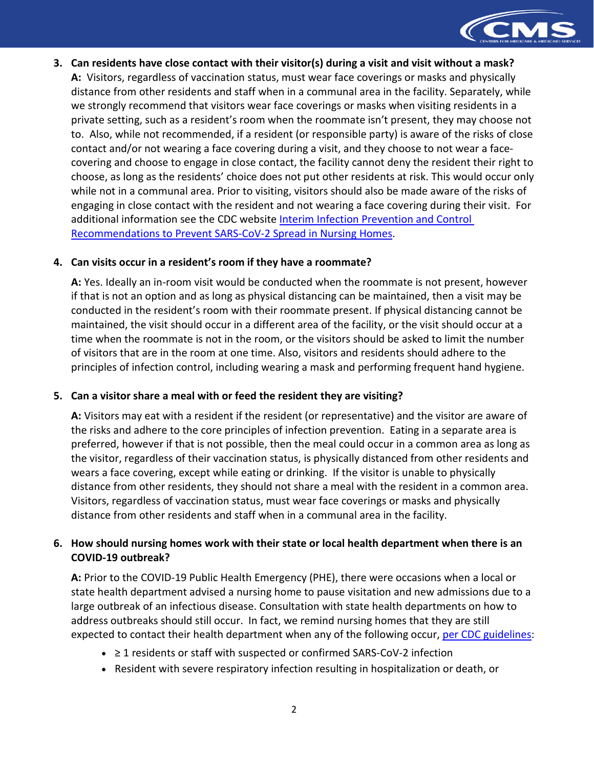3. **Can residents have close contact with their visitor(s) during a visit and visit without a mask?**

   **A:** Visitors, regardless of vaccination status, must wear face coverings or masks and physically distance from other residents and staff when in a communal area in the facility. Separately, while we strongly recommend that visitors wear face coverings or masks when visiting residents in a private setting, such as a resident's room when the roommate isn't present, they may choose not to. Also, while not recommended, if a resident (or responsible party) is aware of the risks of close contact and/or not wearing a face covering during a visit, and they choose to not wear a face-covering and choose to engage in close contact, the facility cannot deny the resident their right to choose, as long as the residents' choice does not put other residents at risk. This would occur only while not in a communal area. Prior to visiting, visitors should also be made aware of the risks of engaging in close contact with the resident and not wearing a face covering during their visit. For additional information see the CDC website [Interim Infection Prevention and Control Recommendations to Prevent SARS-CoV-2 Spread in Nursing Homes](#).

4. **Can visits occur in a resident's room if they have a roommate?**

   **A:** Yes. Ideally an in-room visit would be conducted when the roommate is not present, however if that is not an option and as long as physical distancing can be maintained, then a visit may be conducted in the resident's room with their roommate present. If physical distancing cannot be maintained, the visit should occur in a different area of the facility, or the visit should occur at a time when the roommate is not in the room, or the visitors should be asked to limit the number of visitors that are in the room at one time. Also, visitors and residents should adhere to the principles of infection control, including wearing a mask and performing frequent hand hygiene.

5. **Can a visitor share a meal with or feed the resident they are visiting?**

   **A:** Visitors may eat with a resident if the resident (or representative) and the visitor are aware of the risks and adhere to the core principles of infection prevention. Eating in a separate area is preferred, however if that is not possible, then the meal could occur in a common area as long as the visitor, regardless of their vaccination status, is physically distanced from other residents and wears a face covering, except while eating or drinking. If the visitor is unable to physically distance from other residents, they should not share a meal with the resident in a common area. Visitors, regardless of vaccination status, must wear face coverings or masks and physically distance from other residents and staff when in a communal area in the facility.

6. **How should nursing homes work with their state or local health department when there is an COVID-19 outbreak?**

   **A:** Prior to the COVID-19 Public Health Emergency (PHE), there were occasions when a local or state health department advised a nursing home to pause visitation and new admissions due to a large outbreak of an infectious disease. Consultation with state health departments on how to address outbreaks should still occur. In fact, we remind nursing homes that they are still expected to contact their health department when any of the following occur, [per CDC guidelines](#):

   - ≥ 1 residents or staff with suspected or confirmed SARS-CoV-2 infection
   - Resident with severe respiratory infection resulting in hospitalization or death, or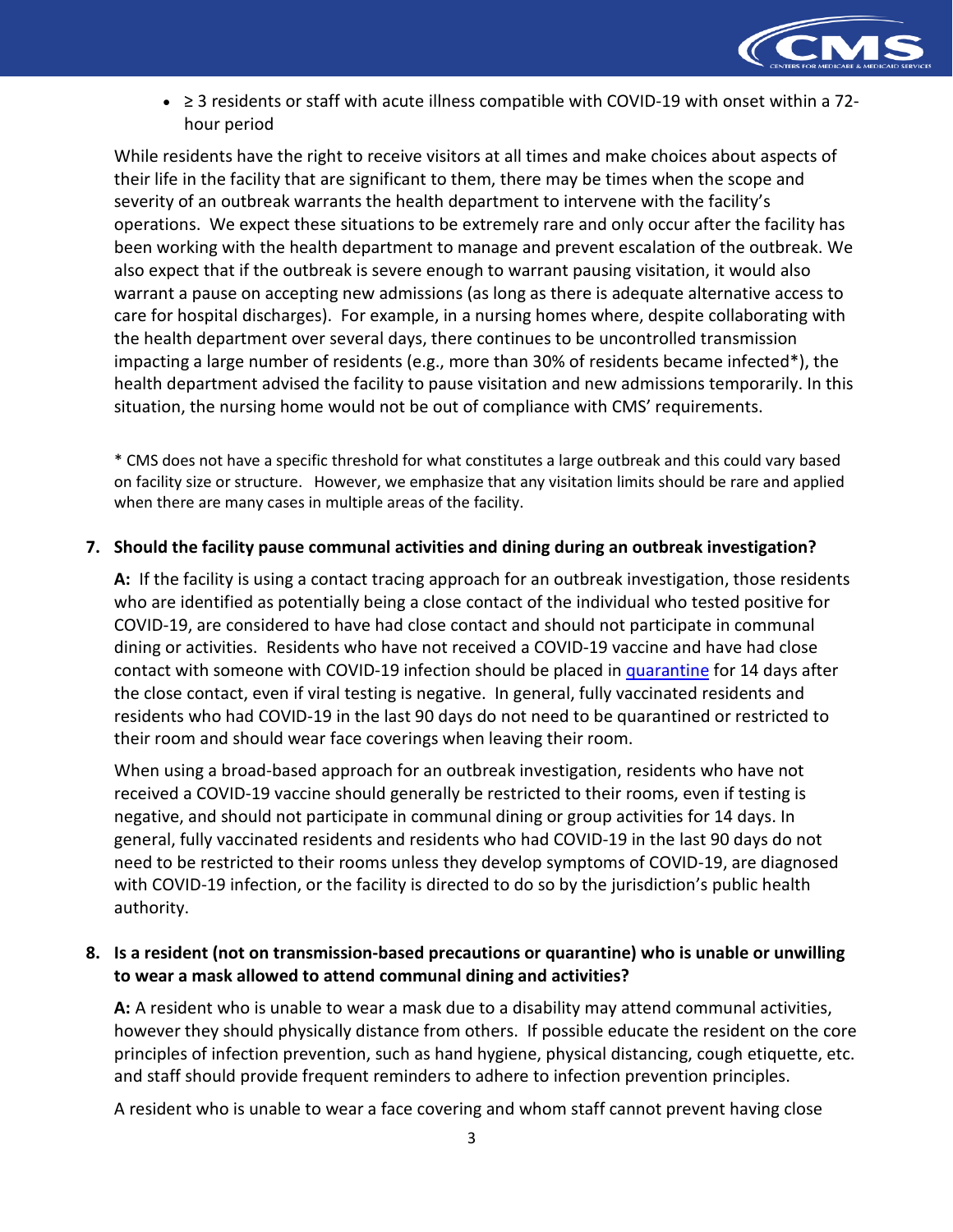- ≥ 3 residents or staff with acute illness compatible with COVID-19 with onset within a 72-hour period

While residents have the right to receive visitors at all times and make choices about aspects of their life in the facility that are significant to them, there may be times when the scope and severity of an outbreak warrants the health department to intervene with the facility's operations. We expect these situations to be extremely rare and only occur after the facility has been working with the health department to manage and prevent escalation of the outbreak. We also expect that if the outbreak is severe enough to warrant pausing visitation, it would also warrant a pause on accepting new admissions (as long as there is adequate alternative access to care for hospital discharges). For example, in a nursing homes where, despite collaborating with the health department over several days, there continues to be uncontrolled transmission impacting a large number of residents (e.g., more than 30% of residents became infected*), the health department advised the facility to pause visitation and new admissions temporarily. In this situation, the nursing home would not be out of compliance with CMS' requirements.

* CMS does not have a specific threshold for what constitutes a large outbreak and this could vary based on facility size or structure. However, we emphasize that any visitation limits should be rare and applied when there are many cases in multiple areas of the facility.

**7. Should the facility pause communal activities and dining during an outbreak investigation?**

**A:** If the facility is using a contact tracing approach for an outbreak investigation, those residents who are identified as potentially being a close contact of the individual who tested positive for COVID-19, are considered to have had close contact and should not participate in communal dining or activities. Residents who have not received a COVID-19 vaccine and have had close contact with someone with COVID-19 infection should be placed in quarantine for 14 days after the close contact, even if viral testing is negative. In general, fully vaccinated residents and residents who had COVID-19 in the last 90 days do not need to be quarantined or restricted to their room and should wear face coverings when leaving their room.

When using a broad-based approach for an outbreak investigation, residents who have not received a COVID-19 vaccine should generally be restricted to their rooms, even if testing is negative, and should not participate in communal dining or group activities for 14 days. In general, fully vaccinated residents and residents who had COVID-19 in the last 90 days do not need to be restricted to their rooms unless they develop symptoms of COVID-19, are diagnosed with COVID-19 infection, or the facility is directed to do so by the jurisdiction's public health authority.

**8. Is a resident (not on transmission-based precautions or quarantine) who is unable or unwilling to wear a mask allowed to attend communal dining and activities?**

**A:** A resident who is unable to wear a mask due to a disability may attend communal activities, however they should physically distance from others. If possible educate the resident on the core principles of infection prevention, such as hand hygiene, physical distancing, cough etiquette, etc. and staff should provide frequent reminders to adhere to infection prevention principles.

A resident who is unable to wear a face covering and whom staff cannot prevent having close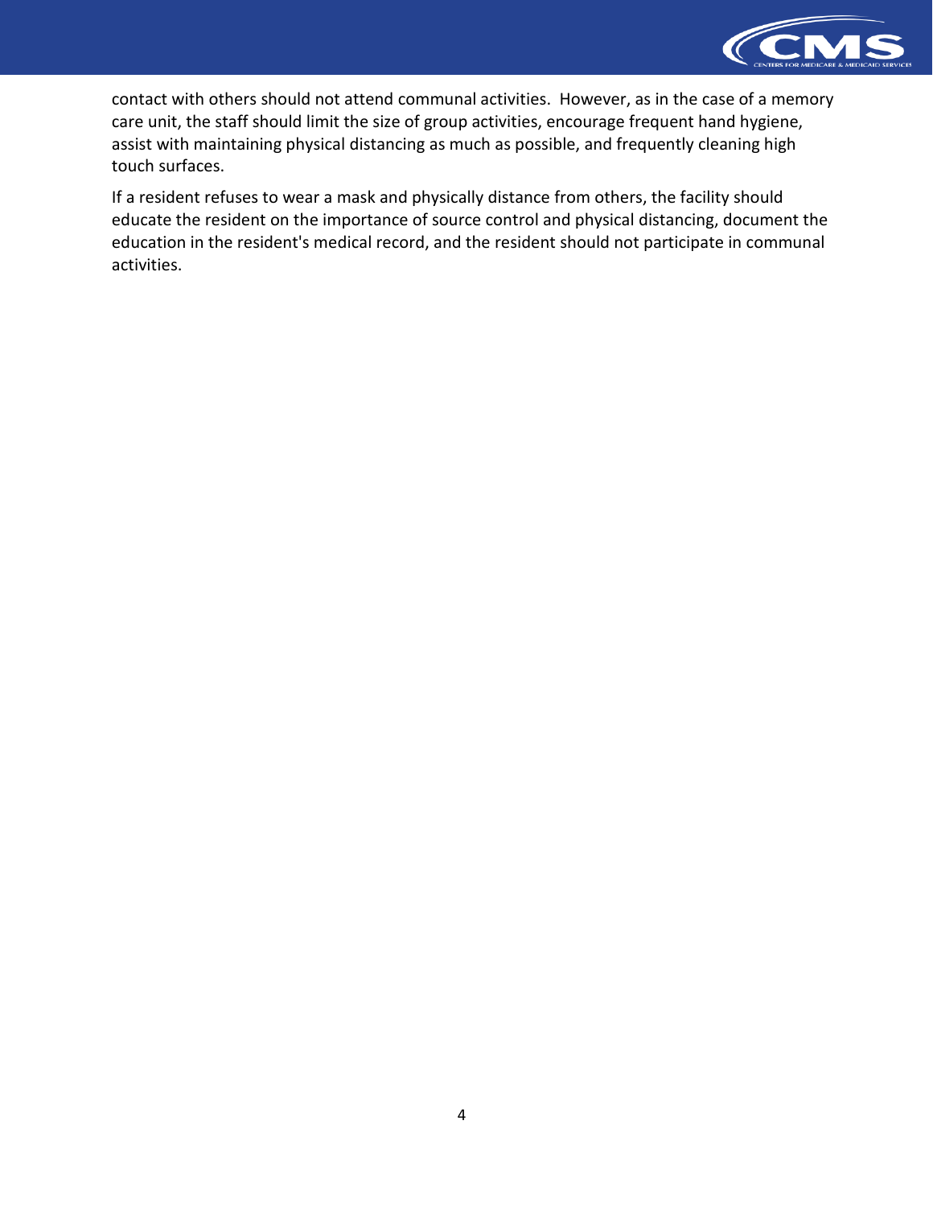contact with others should not attend communal activities. However, as in the case of a memory care unit, the staff should limit the size of group activities, encourage frequent hand hygiene, assist with maintaining physical distancing as much as possible, and frequently cleaning high touch surfaces.

If a resident refuses to wear a mask and physically distance from others, the facility should educate the resident on the importance of source control and physical distancing, document the education in the resident's medical record, and the resident should not participate in communal activities.